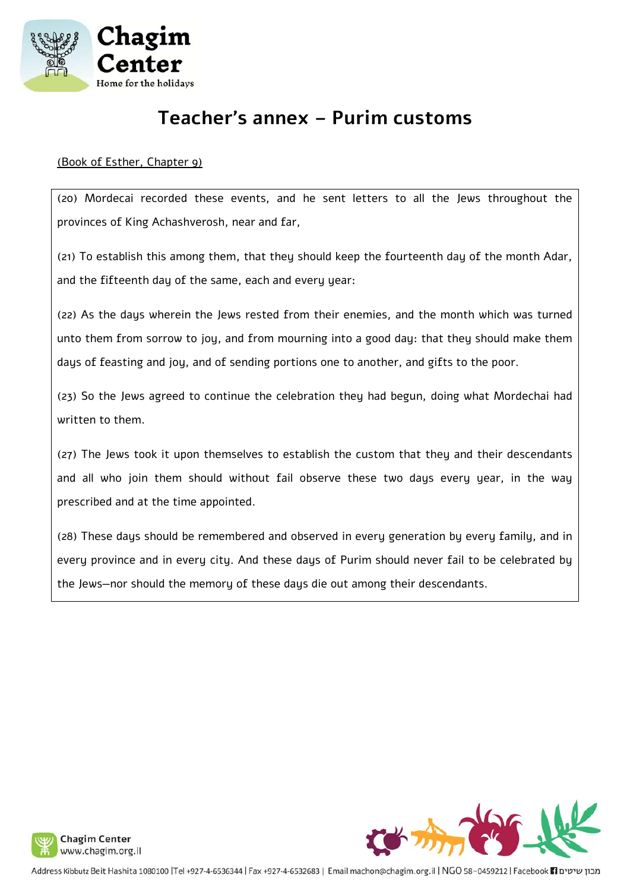# Teacher's annex – Purim customs

(Book of Esther, Chapter 9)

(20) Mordecai recorded these events, and he sent letters to all the Jews throughout the provinces of King Achashverosh, near and far,

(21) To establish this among them, that they should keep the fourteenth day of the month Adar, and the fifteenth day of the same, each and every year:

(22) As the days wherein the Jews rested from their enemies, and the month which was turned unto them from sorrow to joy, and from mourning into a good day: that they should make them days of feasting and joy, and of sending portions one to another, and gifts to the poor.

(23) So the Jews agreed to continue the celebration they had begun, doing what Mordechai had written to them.

(27) The Jews took it upon themselves to establish the custom that they and their descendants and all who join them should without fail observe these two days every year, in the way prescribed and at the time appointed.

(28) These days should be remembered and observed in every generation by every family, and in every province and in every city. And these days of Purim should never fail to be celebrated by the Jews—nor should the memory of these days die out among their descendants.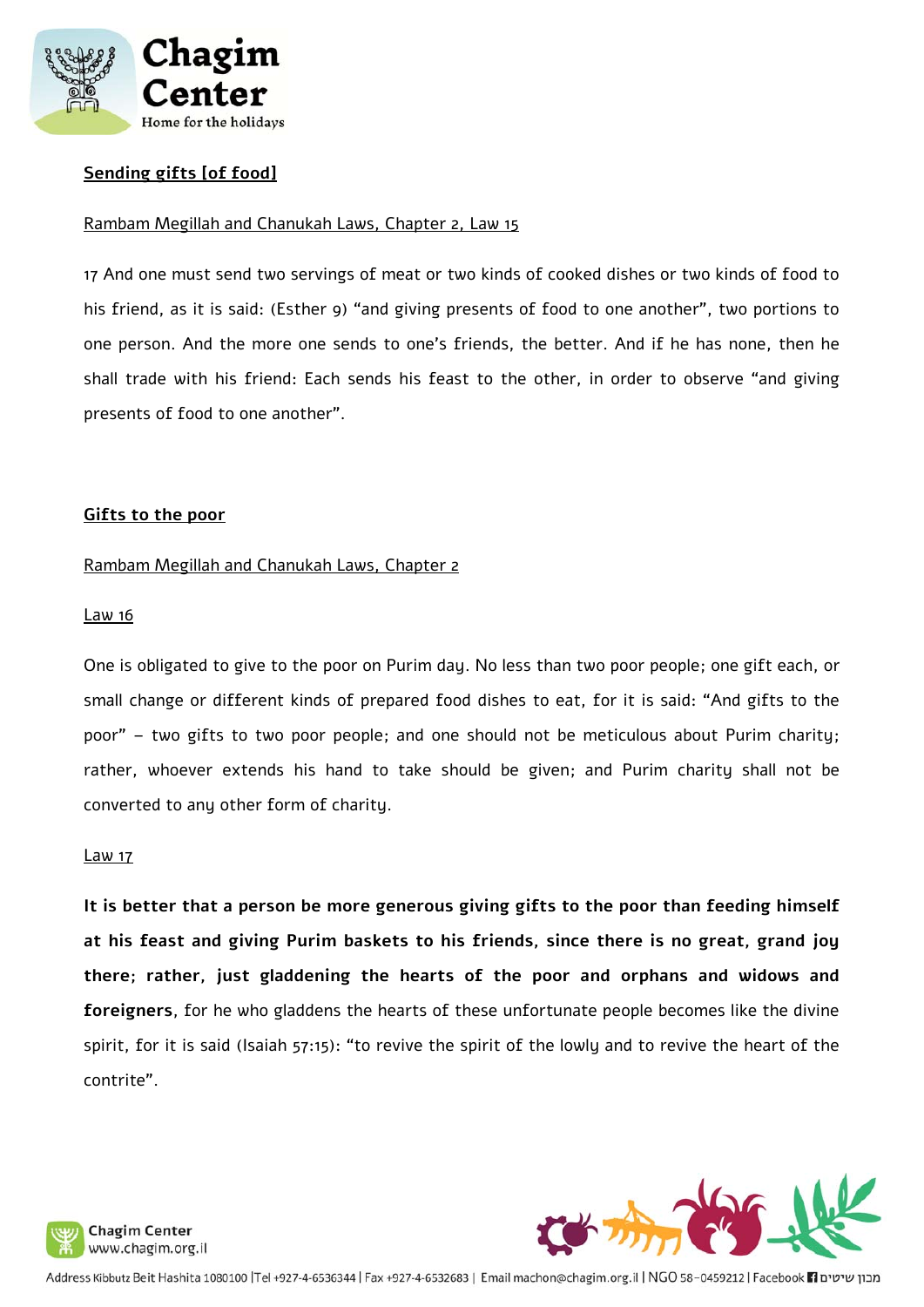## Sending gifts [of food]

Rambam Megillah and Chanukah Laws, Chapter 2, Law 15

17 And one must send two servings of meat or two kinds of cooked dishes or two kinds of food to his friend, as it is said: (Esther 9) "and giving presents of food to one another", two portions to one person. And the more one sends to one's friends, the better. And if he has none, then he shall trade with his friend: Each sends his feast to the other, in order to observe "and giving presents of food to one another".

## Gifts to the poor

Rambam Megillah and Chanukah Laws, Chapter 2

Law 16

One is obligated to give to the poor on Purim day. No less than two poor people; one gift each, or small change or different kinds of prepared food dishes to eat, for it is said: "And gifts to the poor" – two gifts to two poor people; and one should not be meticulous about Purim charity; rather, whoever extends his hand to take should be given; and Purim charity shall not be converted to any other form of charity.

Law 17

**It is better that a person be more generous giving gifts to the poor than feeding himself at his feast and giving Purim baskets to his friends, since there is no great, grand joy there; rather, just gladdening the hearts of the poor and orphans and widows and foreigners**, for he who gladdens the hearts of these unfortunate people becomes like the divine spirit, for it is said (Isaiah 57:15): "to revive the spirit of the lowly and to revive the heart of the contrite".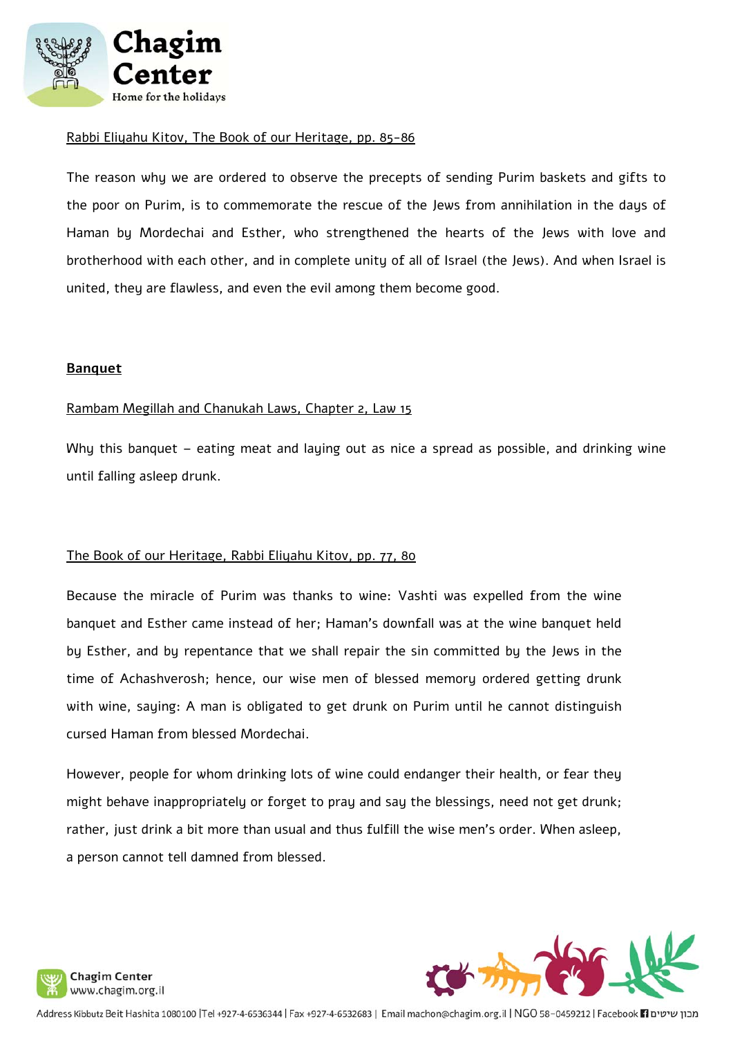Rabbi Eliyahu Kitov, The Book of our Heritage, pp. 85-86

The reason why we are ordered to observe the precepts of sending Purim baskets and gifts to the poor on Purim, is to commemorate the rescue of the Jews from annihilation in the days of Haman by Mordechai and Esther, who strengthened the hearts of the Jews with love and brotherhood with each other, and in complete unity of all of Israel (the Jews). And when Israel is united, they are flawless, and even the evil among them become good.

**Banquet**

Rambam Megillah and Chanukah Laws, Chapter 2, Law 15

Why this banquet – eating meat and laying out as nice a spread as possible, and drinking wine until falling asleep drunk.

The Book of our Heritage, Rabbi Eliyahu Kitov, pp. 77, 80

Because the miracle of Purim was thanks to wine: Vashti was expelled from the wine banquet and Esther came instead of her; Haman's downfall was at the wine banquet held by Esther, and by repentance that we shall repair the sin committed by the Jews in the time of Achashverosh; hence, our wise men of blessed memory ordered getting drunk with wine, saying: A man is obligated to get drunk on Purim until he cannot distinguish cursed Haman from blessed Mordechai.

However, people for whom drinking lots of wine could endanger their health, or fear they might behave inappropriately or forget to pray and say the blessings, need not get drunk; rather, just drink a bit more than usual and thus fulfill the wise men's order. When asleep, a person cannot tell damned from blessed.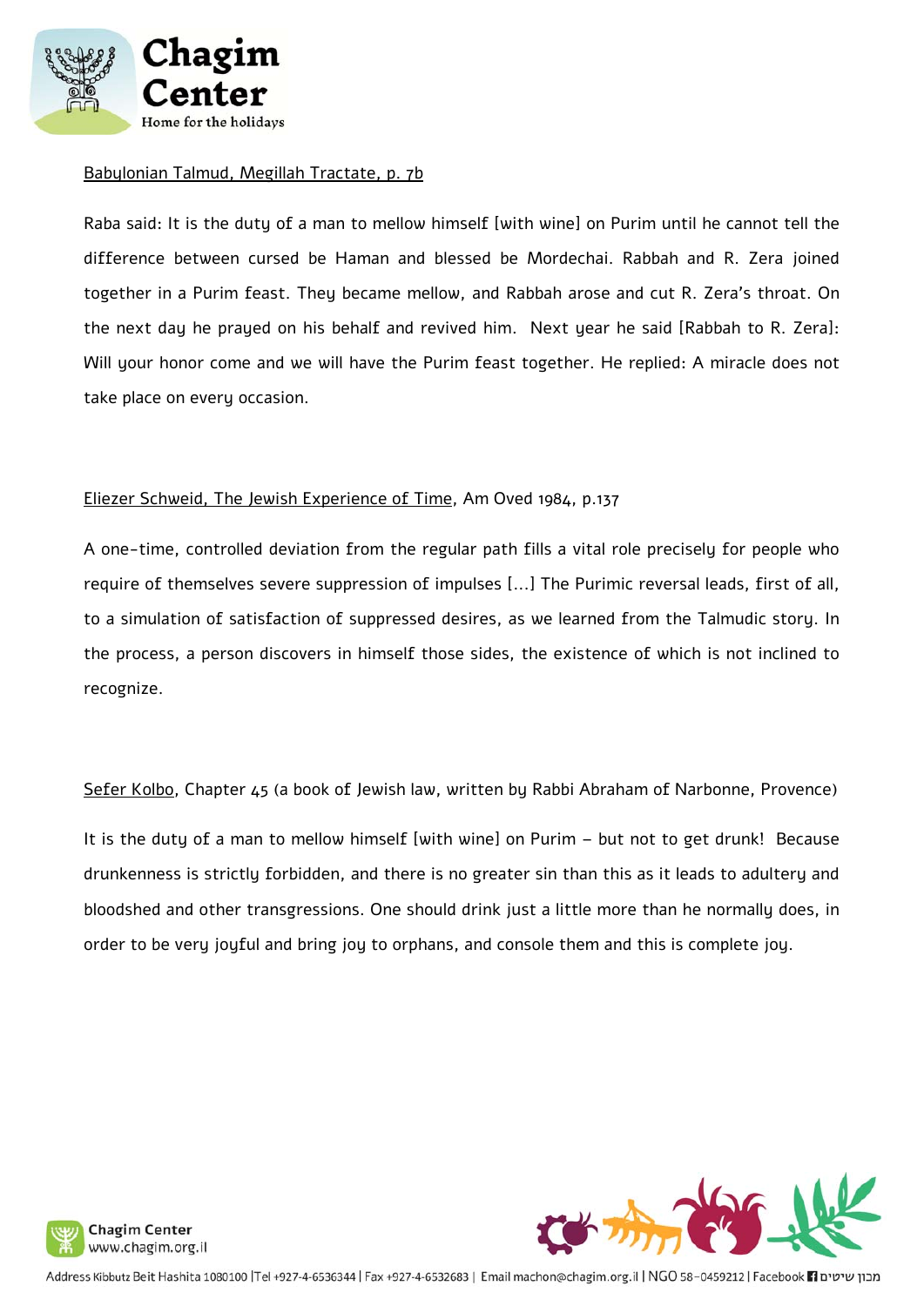<u>Babylonian Talmud, Megillah Tractate, p. 7b</u>

Raba said: It is the duty of a man to mellow himself [with wine] on Purim until he cannot tell the difference between cursed be Haman and blessed be Mordechai. Rabbah and R. Zera joined together in a Purim feast. They became mellow, and Rabbah arose and cut R. Zera's throat. On the next day he prayed on his behalf and revived him. Next year he said [Rabbah to R. Zera]: Will your honor come and we will have the Purim feast together. He replied: A miracle does not take place on every occasion.

<u>Eliezer Schweid, The Jewish Experience of Time</u>, Am Oved 1984, p.137

A one-time, controlled deviation from the regular path fills a vital role precisely for people who require of themselves severe suppression of impulses [...] The Purimic reversal leads, first of all, to a simulation of satisfaction of suppressed desires, as we learned from the Talmudic story. In the process, a person discovers in himself those sides, the existence of which is not inclined to recognize.

<u>Sefer Kolbo</u>, Chapter 45 (a book of Jewish law, written by Rabbi Abraham of Narbonne, Provence)

It is the duty of a man to mellow himself [with wine] on Purim – but not to get drunk! Because drunkenness is strictly forbidden, and there is no greater sin than this as it leads to adultery and bloodshed and other transgressions. One should drink just a little more than he normally does, in order to be very joyful and bring joy to orphans, and console them and this is complete joy.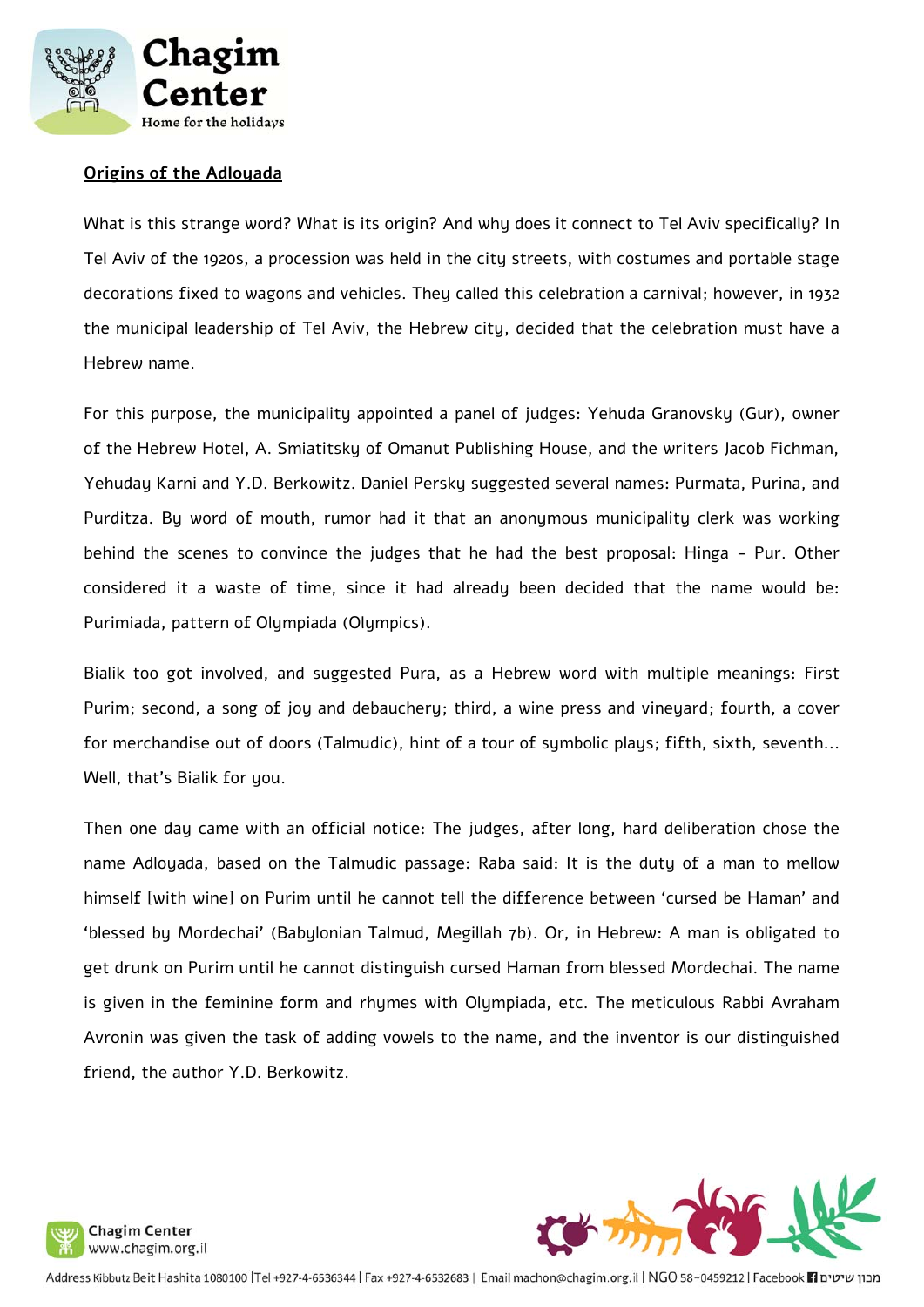## Origins of the Adloyada

What is this strange word? What is its origin? And why does it connect to Tel Aviv specifically? In Tel Aviv of the 1920s, a procession was held in the city streets, with costumes and portable stage decorations fixed to wagons and vehicles. They called this celebration a carnival; however, in 1932 the municipal leadership of Tel Aviv, the Hebrew city, decided that the celebration must have a Hebrew name.

For this purpose, the municipality appointed a panel of judges: Yehuda Granovsky (Gur), owner of the Hebrew Hotel, A. Smiatitsky of Omanut Publishing House, and the writers Jacob Fichman, Yehuday Karni and Y.D. Berkowitz. Daniel Persky suggested several names: Purmata, Purina, and Purditza. By word of mouth, rumor had it that an anonymous municipality clerk was working behind the scenes to convince the judges that he had the best proposal: Hinga - Pur. Other considered it a waste of time, since it had already been decided that the name would be: Purimiada, pattern of Olympiada (Olympics).

Bialik too got involved, and suggested Pura, as a Hebrew word with multiple meanings: First Purim; second, a song of joy and debauchery; third, a wine press and vineyard; fourth, a cover for merchandise out of doors (Talmudic), hint of a tour of symbolic plays; fifth, sixth, seventh... Well, that's Bialik for you.

Then one day came with an official notice: The judges, after long, hard deliberation chose the name Adloyada, based on the Talmudic passage: Raba said: It is the duty of a man to mellow himself [with wine] on Purim until he cannot tell the difference between 'cursed be Haman' and 'blessed by Mordechai' (Babylonian Talmud, Megillah 7b). Or, in Hebrew: A man is obligated to get drunk on Purim until he cannot distinguish cursed Haman from blessed Mordechai. The name is given in the feminine form and rhymes with Olympiada, etc. The meticulous Rabbi Avraham Avronin was given the task of adding vowels to the name, and the inventor is our distinguished friend, the author Y.D. Berkowitz.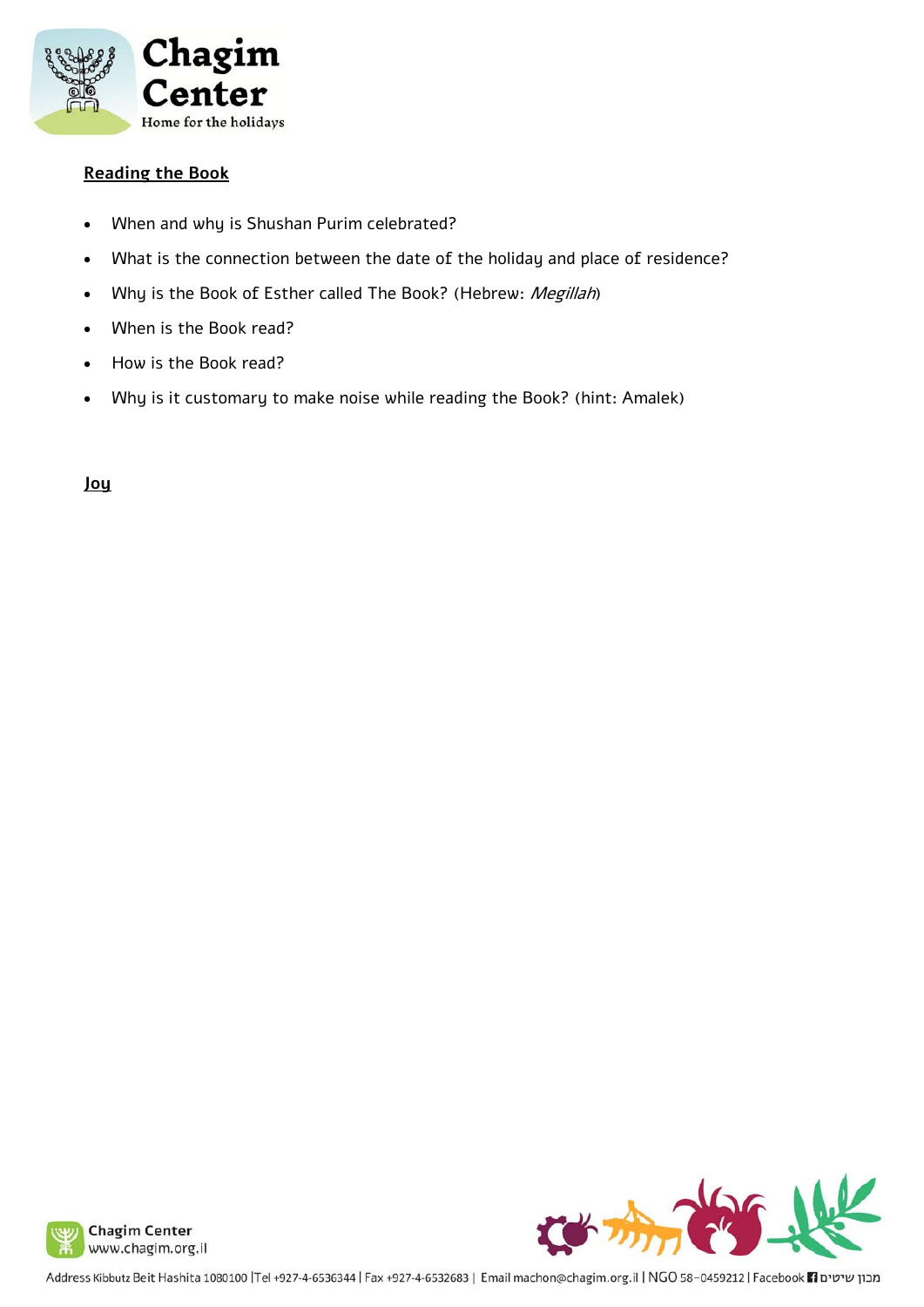**Reading the Book**

- When and why is Shushan Purim celebrated?
- What is the connection between the date of the holiday and place of residence?
- Why is the Book of Esther called The Book? (Hebrew: *Megillah*)
- When is the Book read?
- How is the Book read?
- Why is it customary to make noise while reading the Book? (hint: Amalek)

**Joy**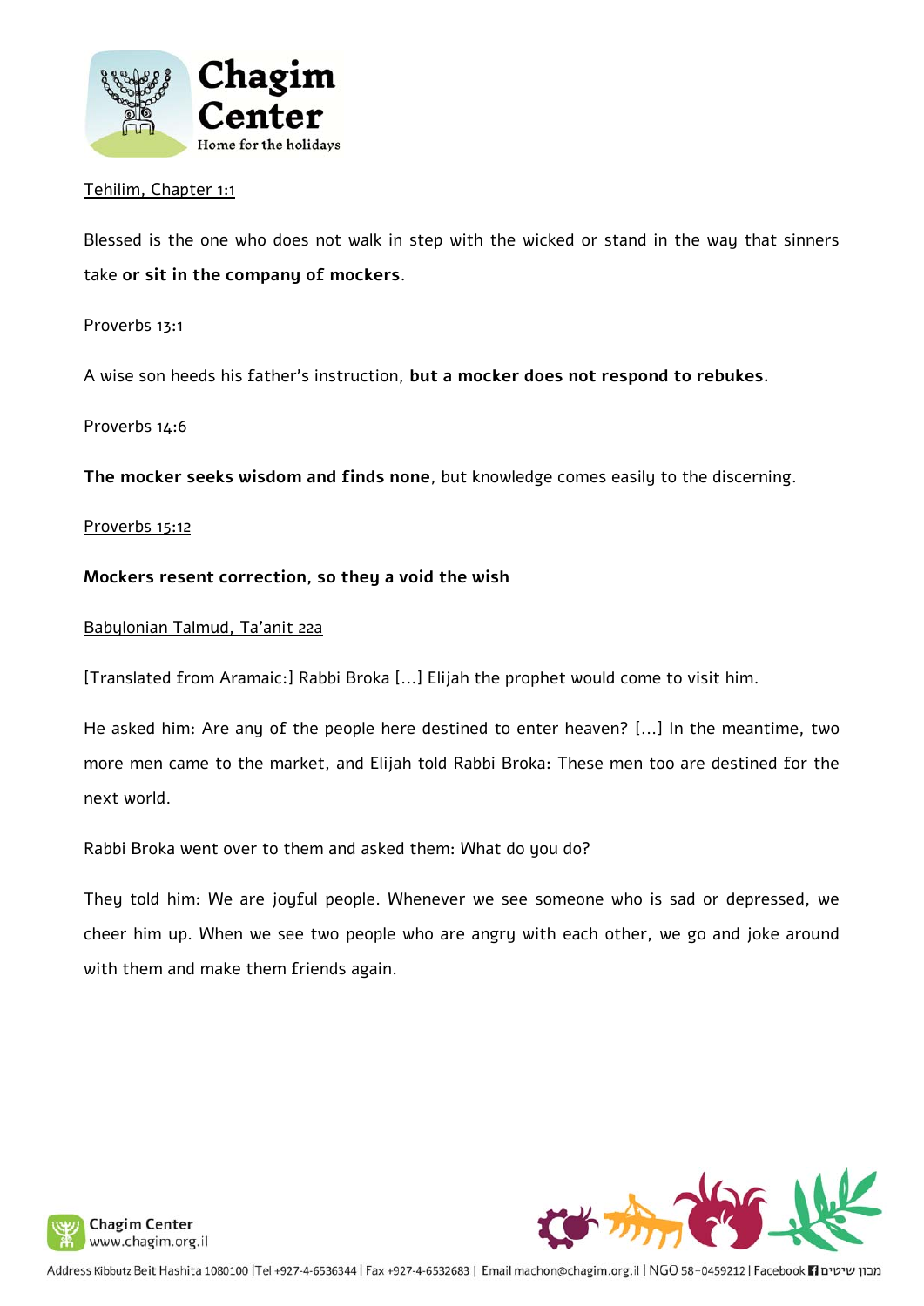<u>Tehilim, Chapter 1:1</u>

Blessed is the one who does not walk in step with the wicked or stand in the way that sinners take **or sit in the company of mockers**.

<u>Proverbs 13:1</u>

A wise son heeds his father's instruction, **but a mocker does not respond to rebukes.**

<u>Proverbs 14:6</u>

**The mocker seeks wisdom and finds none**, but knowledge comes easily to the discerning.

<u>Proverbs 15:12</u>

**Mockers resent correction, so they a void the wish**

<u>Babylonian Talmud, Ta'anit 22a</u>

[Translated from Aramaic:] Rabbi Broka [...] Elijah the prophet would come to visit him.

He asked him: Are any of the people here destined to enter heaven? [...] In the meantime, two more men came to the market, and Elijah told Rabbi Broka: These men too are destined for the next world.

Rabbi Broka went over to them and asked them: What do you do?

They told him: We are joyful people. Whenever we see someone who is sad or depressed, we cheer him up. When we see two people who are angry with each other, we go and joke around with them and make them friends again.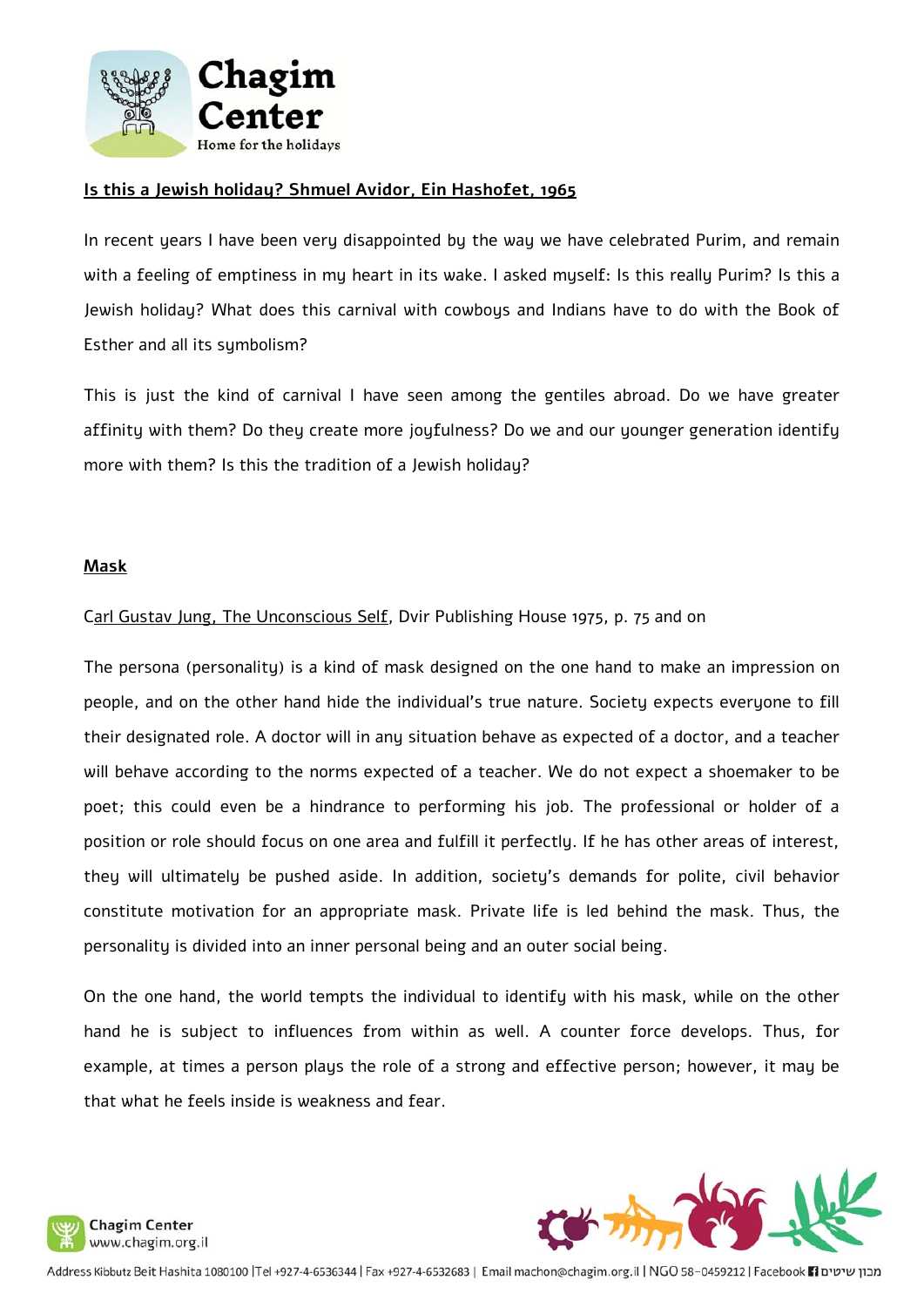**Is this a Jewish holiday? Shmuel Avidor, Ein Hashofet, 1965**

In recent years I have been very disappointed by the way we have celebrated Purim, and remain with a feeling of emptiness in my heart in its wake. I asked myself: Is this really Purim? Is this a Jewish holiday? What does this carnival with cowboys and Indians have to do with the Book of Esther and all its symbolism?

This is just the kind of carnival I have seen among the gentiles abroad. Do we have greater affinity with them? Do they create more joyfulness? Do we and our younger generation identify more with them? Is this the tradition of a Jewish holiday?

**Mask**

Carl Gustav Jung, The Unconscious Self, Dvir Publishing House 1975, p. 75 and on

The persona (personality) is a kind of mask designed on the one hand to make an impression on people, and on the other hand hide the individual's true nature. Society expects everyone to fill their designated role. A doctor will in any situation behave as expected of a doctor, and a teacher will behave according to the norms expected of a teacher. We do not expect a shoemaker to be poet; this could even be a hindrance to performing his job. The professional or holder of a position or role should focus on one area and fulfill it perfectly. If he has other areas of interest, they will ultimately be pushed aside. In addition, society's demands for polite, civil behavior constitute motivation for an appropriate mask. Private life is led behind the mask. Thus, the personality is divided into an inner personal being and an outer social being.

On the one hand, the world tempts the individual to identify with his mask, while on the other hand he is subject to influences from within as well. A counter force develops. Thus, for example, at times a person plays the role of a strong and effective person; however, it may be that what he feels inside is weakness and fear.